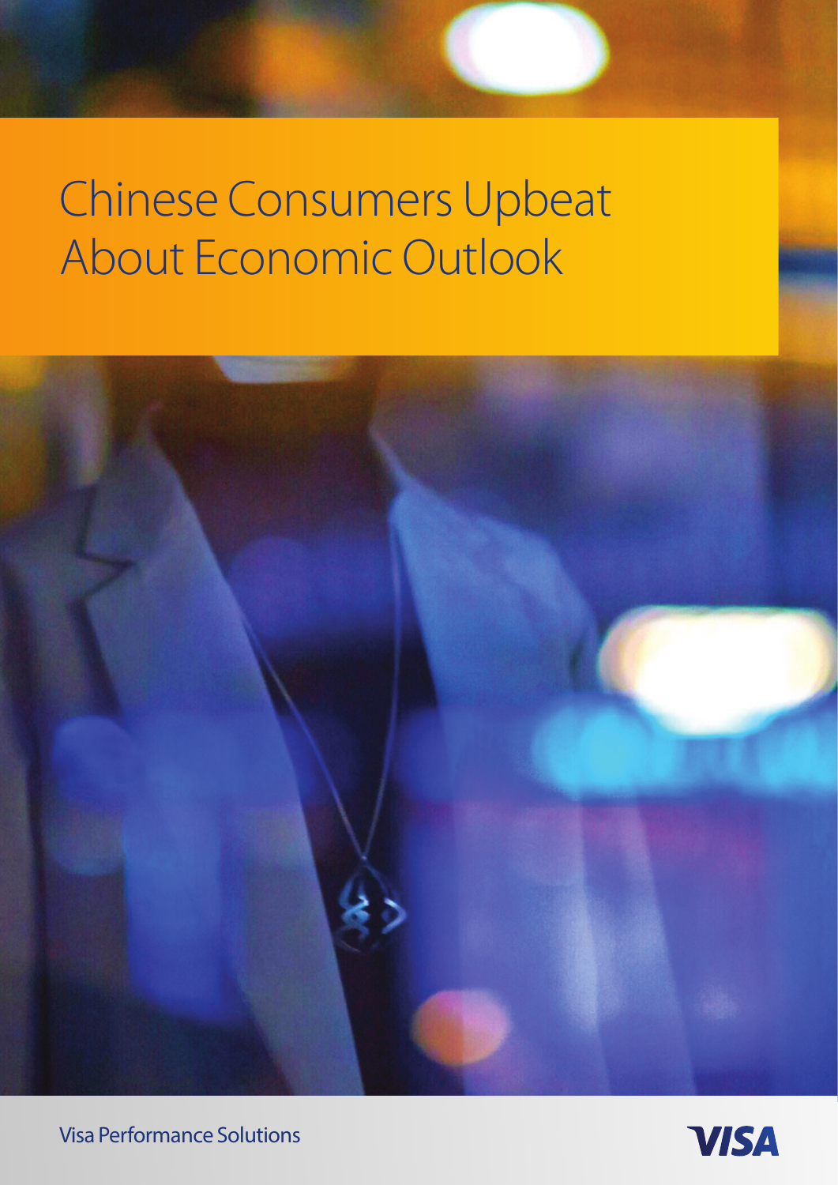# Chinese Consumers Upbeat About Economic Outlook

Visa Performance Solutions

VISA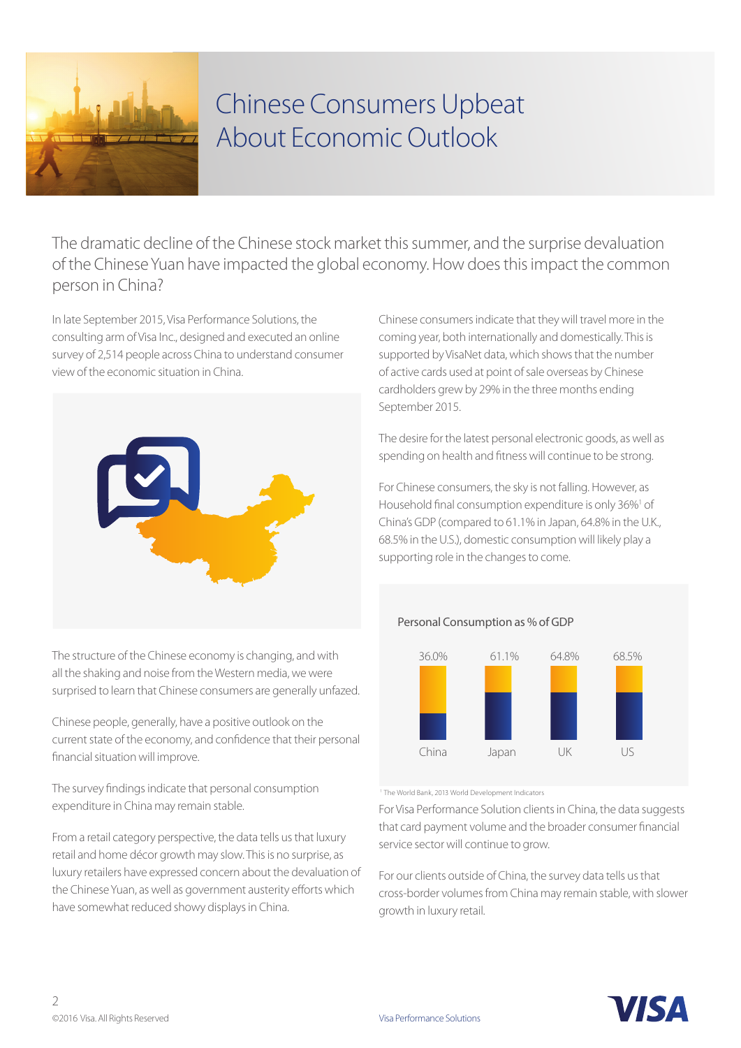# Chinese Consumers Upbeat About Economic Outlook

The dramatic decline of the Chinese stock market this summer, and the surprise devaluation of the Chinese Yuan have impacted the global economy. How does this impact the common person in China?

In late September 2015, Visa Performance Solutions, the consulting arm of Visa Inc., designed and executed an online survey of 2,514 people across China to understand consumer view of the economic situation in China.

The structure of the Chinese economy is changing, and with all the shaking and noise from the Western media, we were surprised to learn that Chinese consumers are generally unfazed.

Chinese people, generally, have a positive outlook on the current state of the economy, and confidence that their personal financial situation will improve.

The survey findings indicate that personal consumption expenditure in China may remain stable.

From a retail category perspective, the data tells us that luxury retail and home décor growth may slow. This is no surprise, as luxury retailers have expressed concern about the devaluation of the Chinese Yuan, as well as government austerity efforts which have somewhat reduced showy displays in China.

Chinese consumers indicate that they will travel more in the coming year, both internationally and domestically. This is supported by VisaNet data, which shows that the number of active cards used at point of sale overseas by Chinese cardholders grew by 29% in the three months ending September 2015.

The desire for the latest personal electronic goods, as well as spending on health and fitness will continue to be strong.

For Chinese consumers, the sky is not falling. However, as Household final consumption expenditure is only 36%[1] of China's GDP (compared to 61.1% in Japan, 64.8% in the U.K., 68.5% in the U.S.), domestic consumption will likely play a supporting role in the changes to come.

**Personal Consumption as % of GDP**

| China | Japan | UK | US |
|---|---|---|---|
| 36.0% | 61.1% | 64.8% | 68.5% |

[1] The World Bank, 2013 World Development Indicators

For Visa Performance Solution clients in China, the data suggests that card payment volume and the broader consumer financial service sector will continue to grow.

For our clients outside of China, the survey data tells us that cross-border volumes from China may remain stable, with slower growth in luxury retail.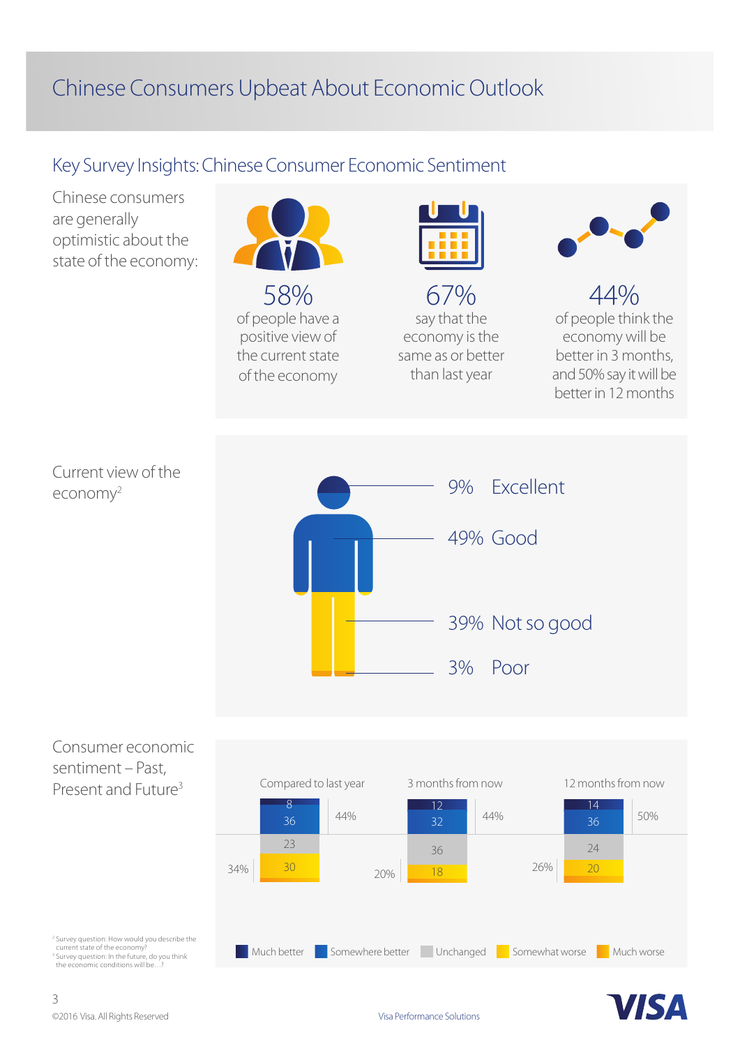# Chinese Consumers Upbeat About Economic Outlook

## Key Survey Insights: Chinese Consumer Economic Sentiment

Chinese consumers are generally optimistic about the state of the economy:

- **58%** of people have a positive view of the current state of the economy
- **67%** say that the economy is the same as or better than last year
- **44%** of people think the economy will be better in 3 months, and 50% say it will be better in 12 months

### Current view of the economy[2]

| Rating | Share |
| --- | --- |
| Excellent | 9% |
| Good | 49% |
| Not so good | 39% |
| Poor | 3% |

### Consumer economic sentiment – Past, Present and Future[3]

| | Compared to last year | 3 months from now | 12 months from now |
| --- | --- | --- | --- |
| Much better | 8 | 12 | 14 |
| Somewhere better | 36 | 32 | 36 |
| Unchanged | 23 | 36 | 24 |
| Somewhat worse | 30 | 18 | 20 |
| Much worse | | | |
| Total better | 44% | 44% | 50% |
| Total worse | 34% | 20% | 26% |

[2] Survey question: How would you describe the current state of the economy?
[3] Survey question: In the future, do you think the economic conditions will be…?

©2016 Visa. All Rights Reserved

Visa Performance Solutions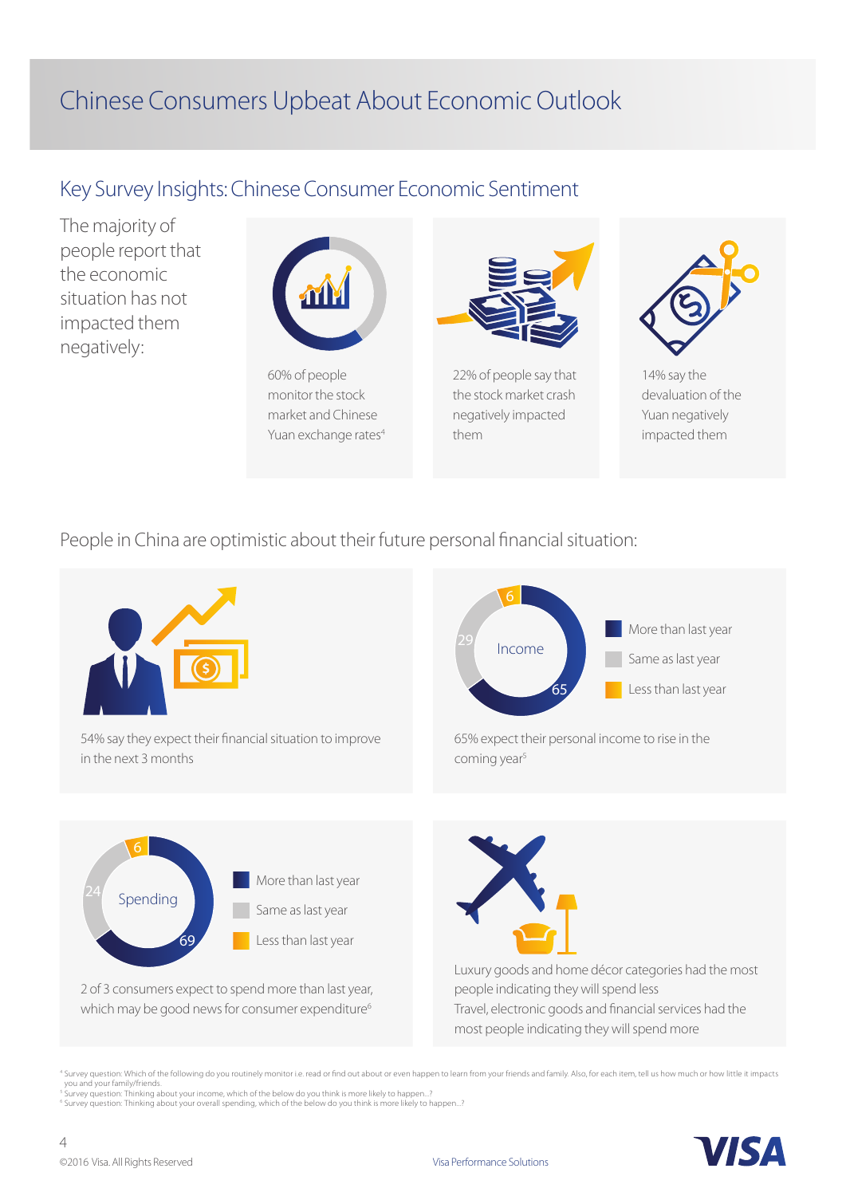# Chinese Consumers Upbeat About Economic Outlook

## Key Survey Insights: Chinese Consumer Economic Sentiment

The majority of people report that the economic situation has not impacted them negatively:

60% of people monitor the stock market and Chinese Yuan exchange rates[4]

22% of people say that the stock market crash negatively impacted them

14% say the devaluation of the Yuan negatively impacted them

People in China are optimistic about their future personal financial situation:

54% say they expect their financial situation to improve in the next 3 months

**Income**

| | % |
|---|---|
| More than last year | 65 |
| Same as last year | 29 |
| Less than last year | 6 |

65% expect their personal income to rise in the coming year[5]

**Spending**

| | % |
|---|---|
| More than last year | 69 |
| Same as last year | 24 |
| Less than last year | 6 |

2 of 3 consumers expect to spend more than last year, which may be good news for consumer expenditure[6]

Luxury goods and home décor categories had the most people indicating they will spend less

Travel, electronic goods and financial services had the most people indicating they will spend more

[4] Survey question: Which of the following do you routinely monitor i.e. read or find out about or even happen to learn from your friends and family. Also, for each item, tell us how much or how little it impacts you and your family/friends.

[5] Survey question: Thinking about your income, which of the below do you think is more likely to happen...?

[6] Survey question: Thinking about your overall spending, which of the below do you think is more likely to happen...?

©2016 Visa. All Rights Reserved

Visa Performance Solutions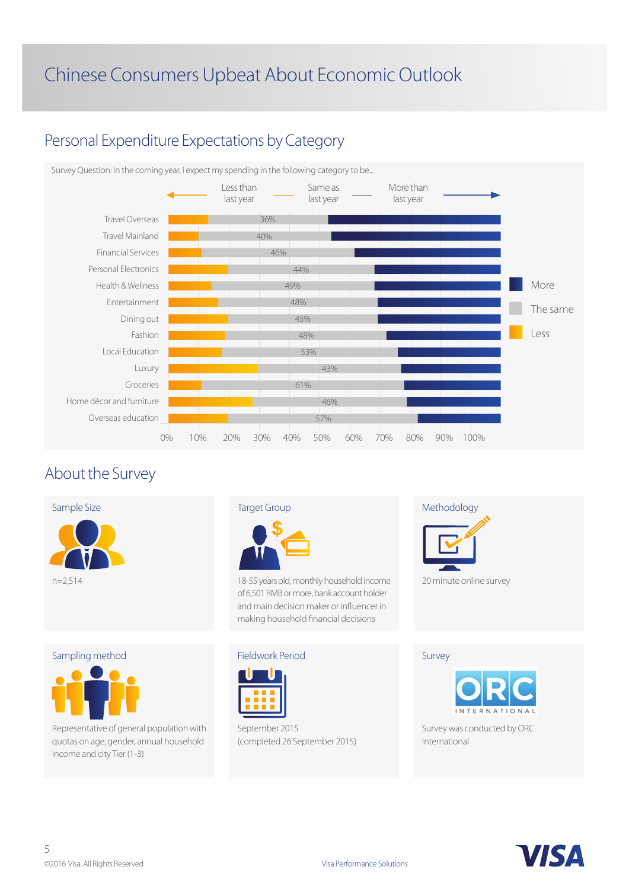# Chinese Consumers Upbeat About Economic Outlook

## Personal Expenditure Expectations by Category

Survey Question: In the coming year, I expect my spending in the following category to be...

| Category | Same as last year |
|---|---|
| Travel Overseas | 36% |
| Travel Mainland | 40% |
| Financial Services | 46% |
| Personal Electronics | 44% |
| Health & Wellness | 49% |
| Entertainment | 48% |
| Dining out | 45% |
| Fashion | 48% |
| Local Education | 53% |
| Luxury | 43% |
| Groceries | 61% |
| Home décor and furniture | 46% |
| Overseas education | 57% |

Less than last year — Same as last year — More than last year

Legend: More / The same / Less

## About the Survey

### Sample Size

n=2,514

### Target Group

18-55 years old, monthly household income of 6,501 RMB or more, bank account holder and main decision maker or influencer in making household financial decisions

### Methodology

20 minute online survey

### Sampling method

Representative of general population with quotas on age, gender, annual household income and city Tier (1-3)

### Fieldwork Period

September 2015
(completed 26 September 2015)

### Survey

ORC INTERNATIONAL

Survey was conducted by ORC International

©2016 Visa. All Rights Reserved

Visa Performance Solutions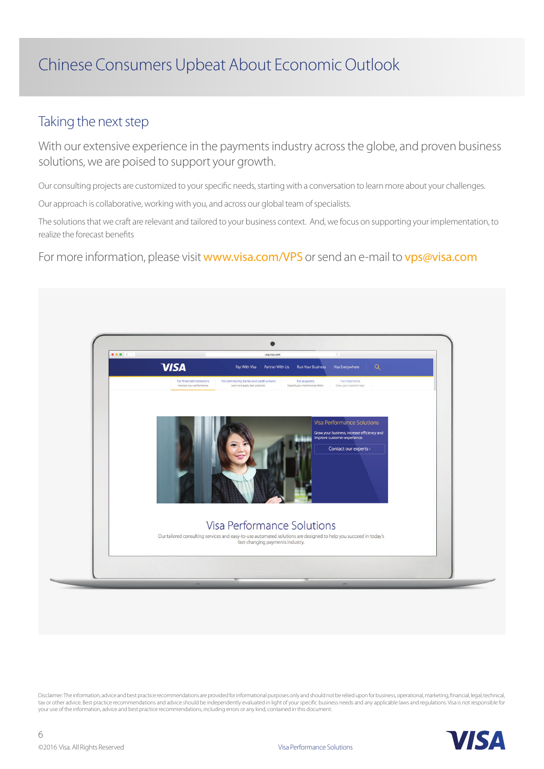# Chinese Consumers Upbeat About Economic Outlook

## Taking the next step

With our extensive experience in the payments industry across the globe, and proven business solutions, we are poised to support your growth.

Our consulting projects are customized to your specific needs, starting with a conversation to learn more about your challenges.

Our approach is collaborative, working with you, and across our global team of specialists.

The solutions that we craft are relevant and tailored to your business context. And, we focus on supporting your implementation, to realize the forecast benefits

For more information, please visit www.visa.com/VPS or send an e-mail to vps@visa.com

Disclaimer: The information, advice and best practice recommendations are provided for informational purposes only and should not be relied upon for business, operational, marketing, financial, legal, technical, tax or other advice. Best practice recommendations and advice should be independently evaluated in light of your specific business needs and any applicable laws and regulations. Visa is not responsible for your use of the information, advice and best practice recommendations, including errors or any kind, contained in this document.

©2016 Visa. All Rights Reserved